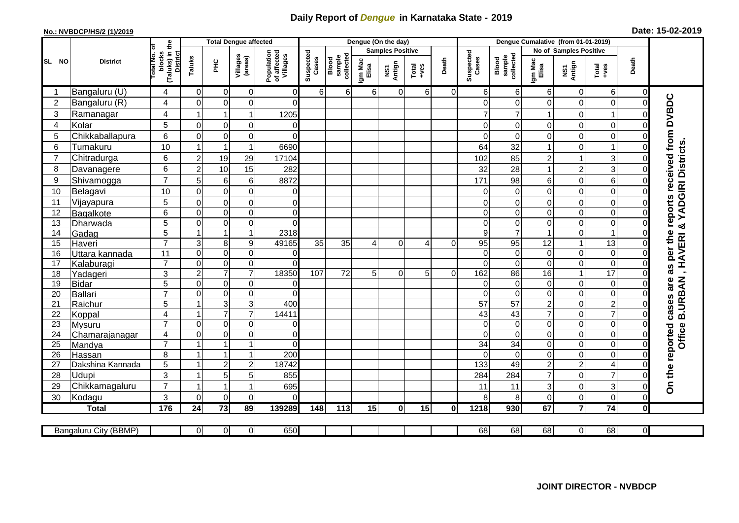# Daily Report of *Dengue* in Karnataka State - 2019

**No.: NVBDCP/HS/2 (1)/2019** **Date: 15-02-2019**

| SL NO | District | Total No. of blocks (Taluks) in the District | Total Dengue affected | | | | Dengue (On the day) | | | | | | | Dengue Cumalative (from 01-01-2019) | | | | | | | |
|---|---|---|---|---|---|---|---|---|---|---|---|---|---|---|---|---|---|---|---|---|
| | | | Taluks | PHC | Villages (areas) | Population of affected Villages | Suspected Cases | Blood sample collected | Samples Positive | | | Death | Suspected Cases | Blood sample collected | No of Samples Positive | | | Death | |
| | | | | | | | | | Igm Mac Elisa | NS1 Antign | Total +ves | | | | Igm Mac Elisa | NS1 Antign | Total +ves | | |
| 1 | Bangaluru (U) | 4 | 0 | 0 | 0 | 0 | 6 | 6 | 6 | 0 | 6 | 0 | 6 | 6 | 6 | 0 | 6 | 0 | On the reported cases are as per the reports received from DVBDC Office B.URBAN , HAVERI & YADGIRI Districts. |
| 2 | Bangaluru (R) | 4 | 0 | 0 | 0 | 0 | | | | | | | 0 | 0 | 0 | 0 | 0 | 0 | |
| 3 | Ramanagar | 4 | 1 | 1 | 1 | 1205 | | | | | | | 7 | 7 | 1 | 0 | 1 | 0 | |
| 4 | Kolar | 5 | 0 | 0 | 0 | 0 | | | | | | | 0 | 0 | 0 | 0 | 0 | 0 | |
| 5 | Chikkaballapura | 6 | 0 | 0 | 0 | 0 | | | | | | | 0 | 0 | 0 | 0 | 0 | 0 | |
| 6 | Tumakuru | 10 | 1 | 1 | 1 | 6690 | | | | | | | 64 | 32 | 1 | 0 | 1 | 0 | |
| 7 | Chitradurga | 6 | 2 | 19 | 29 | 17104 | | | | | | | 102 | 85 | 2 | 1 | 3 | 0 | |
| 8 | Davanagere | 6 | 2 | 10 | 15 | 282 | | | | | | | 32 | 28 | 1 | 2 | 3 | 0 | |
| 9 | Shivamogga | 7 | 5 | 6 | 6 | 8872 | | | | | | | 171 | 98 | 6 | 0 | 6 | 0 | |
| 10 | Belagavi | 10 | 0 | 0 | 0 | 0 | | | | | | | 0 | 0 | 0 | 0 | 0 | 0 | |
| 11 | Vijayapura | 5 | 0 | 0 | 0 | 0 | | | | | | | 0 | 0 | 0 | 0 | 0 | 0 | |
| 12 | Bagalkote | 6 | 0 | 0 | 0 | 0 | | | | | | | 0 | 0 | 0 | 0 | 0 | 0 | |
| 13 | Dharwada | 5 | 0 | 0 | 0 | 0 | | | | | | | 0 | 0 | 0 | 0 | 0 | 0 | |
| 14 | Gadag | 5 | 1 | 1 | 1 | 2318 | | | | | | | 9 | 7 | 1 | 0 | 1 | 0 | |
| 15 | Haveri | 7 | 3 | 8 | 9 | 49165 | 35 | 35 | 4 | 0 | 4 | 0 | 95 | 95 | 12 | 1 | 13 | 0 | |
| 16 | Uttara kannada | 11 | 0 | 0 | 0 | 0 | | | | | | | 0 | 0 | 0 | 0 | 0 | 0 | |
| 17 | Kalaburagi | 7 | 0 | 0 | 0 | 0 | | | | | | | 0 | 0 | 0 | 0 | 0 | 0 | |
| 18 | Yadageri | 3 | 2 | 7 | 7 | 18350 | 107 | 72 | 5 | 0 | 5 | 0 | 162 | 86 | 16 | 1 | 17 | 0 | |
| 19 | Bidar | 5 | 0 | 0 | 0 | 0 | | | | | | | 0 | 0 | 0 | 0 | 0 | 0 | |
| 20 | Ballari | 7 | 0 | 0 | 0 | 0 | | | | | | | 0 | 0 | 0 | 0 | 0 | 0 | |
| 21 | Raichur | 5 | 1 | 3 | 3 | 400 | | | | | | | 57 | 57 | 2 | 0 | 2 | 0 | |
| 22 | Koppal | 4 | 1 | 7 | 7 | 14411 | | | | | | | 43 | 43 | 7 | 0 | 7 | 0 | |
| 23 | Mysuru | 7 | 0 | 0 | 0 | 0 | | | | | | | 0 | 0 | 0 | 0 | 0 | 0 | |
| 24 | Chamarajanagar | 4 | 0 | 0 | 0 | 0 | | | | | | | 0 | 0 | 0 | 0 | 0 | 0 | |
| 25 | Mandya | 7 | 1 | 1 | 1 | 0 | | | | | | | 34 | 34 | 0 | 0 | 0 | 0 | |
| 26 | Hassan | 8 | 1 | 1 | 1 | 200 | | | | | | | 0 | 0 | 0 | 0 | 0 | 0 | |
| 27 | Dakshina Kannada | 5 | 1 | 2 | 2 | 18742 | | | | | | | 133 | 49 | 2 | 2 | 4 | 0 | |
| 28 | Udupi | 3 | 1 | 5 | 5 | 855 | | | | | | | 284 | 284 | 7 | 0 | 7 | 0 | |
| 29 | Chikkamagaluru | 7 | 1 | 1 | 1 | 695 | | | | | | | 11 | 11 | 3 | 0 | 3 | 0 | |
| 30 | Kodagu | 3 | 0 | 0 | 0 | 0 | | | | | | | 8 | 8 | 0 | 0 | 0 | 0 | |
| | **Total** | **176** | **24** | **73** | **89** | **139289** | **148** | **113** | **15** | **0** | **15** | **0** | **1218** | **930** | **67** | **7** | **74** | **0** | |

| Bangaluru City (BBMP) | | 0 | 0 | 0 | 650 | | | | | | | 68 | 68 | 68 | 0 | 68 | 0 |
|---|---|---|---|---|---|---|---|---|---|---|---|---|---|---|---|---|---|

**JOINT DIRECTOR - NVBDCP**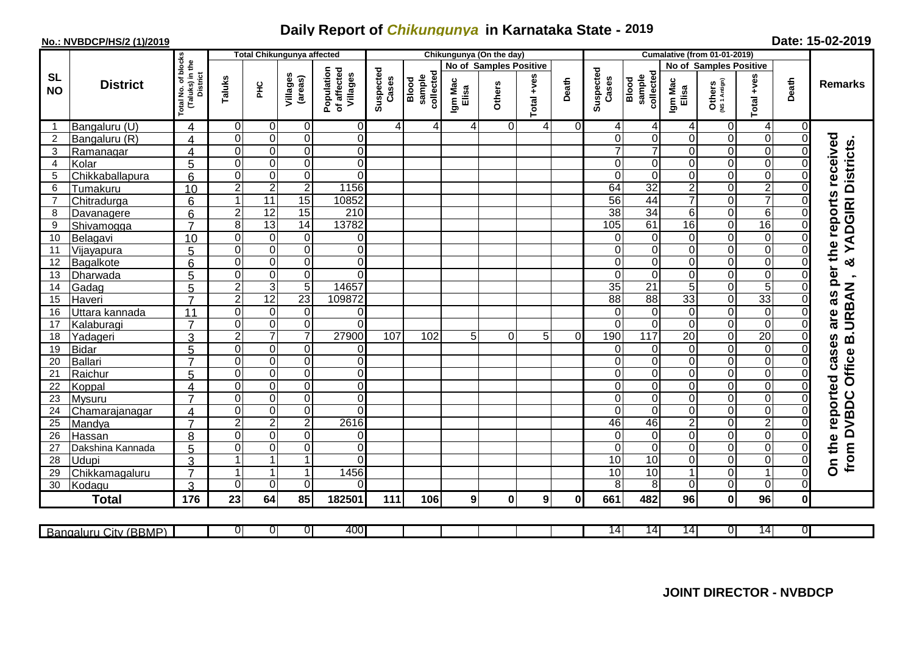# Daily Report of *Chikungunya* in Karnataka State - 2019

**No.: NVBDCP/HS/2 (1)/2019**

**Date: 15-02-2019**

| SL NO | District | Total No. of blocks (Taluks) in the District | Total Chikungunya affected | | | | Chikungunya (On the day) | | | | | | | Cumalative (from 01-01-2019) | | | | | | | Remarks |
|---|---|---|---|---|---|---|---|---|---|---|---|---|---|---|---|---|---|---|---|---|---|
| | | | | | | | | | No of Samples Positive | | | | | | No of Samples Positive | | | | | | |
| | | | Taluks | PHC | Villages (areas) | Population of affected Villages | Suspected Cases | Blood sample collected | Igm Mac Elisa | Others | Total +ves | Death | Suspected Cases | Blood sample collected | Igm Mac Elisa | Others (NS 1 Antign) | Total +ves | Death | |
| 1 | Bangaluru (U) | 4 | 0 | 0 | 0 | 0 | 4 | 4 | 4 | 0 | 4 | 0 | 4 | 4 | 4 | 0 | 4 | 0 | On the reported cases are as per the reports received from DVBDC Office B.URBAN , & YADGIRI Districts. |
| 2 | Bangaluru (R) | 4 | 0 | 0 | 0 | 0 | | | | | | | 0 | 0 | 0 | 0 | 0 | 0 | |
| 3 | Ramanagar | 4 | 0 | 0 | 0 | 0 | | | | | | | 7 | 7 | 0 | 0 | 0 | 0 | |
| 4 | Kolar | 5 | 0 | 0 | 0 | 0 | | | | | | | 0 | 0 | 0 | 0 | 0 | 0 | |
| 5 | Chikkaballapura | 6 | 0 | 0 | 0 | 0 | | | | | | | 0 | 0 | 0 | 0 | 0 | 0 | |
| 6 | Tumakuru | 10 | 2 | 2 | 2 | 1156 | | | | | | | 64 | 32 | 2 | 0 | 2 | 0 | |
| 7 | Chitradurga | 6 | 1 | 11 | 15 | 10852 | | | | | | | 56 | 44 | 7 | 0 | 7 | 0 | |
| 8 | Davanagere | 6 | 2 | 12 | 15 | 210 | | | | | | | 38 | 34 | 6 | 0 | 6 | 0 | |
| 9 | Shivamogga | 7 | 8 | 13 | 14 | 13782 | | | | | | | 105 | 61 | 16 | 0 | 16 | 0 | |
| 10 | Belagavi | 10 | 0 | 0 | 0 | 0 | | | | | | | 0 | 0 | 0 | 0 | 0 | 0 | |
| 11 | Vijayapura | 5 | 0 | 0 | 0 | 0 | | | | | | | 0 | 0 | 0 | 0 | 0 | 0 | |
| 12 | Bagalkote | 6 | 0 | 0 | 0 | 0 | | | | | | | 0 | 0 | 0 | 0 | 0 | 0 | |
| 13 | Dharwada | 5 | 0 | 0 | 0 | 0 | | | | | | | 0 | 0 | 0 | 0 | 0 | 0 | |
| 14 | Gadag | 5 | 2 | 3 | 5 | 14657 | | | | | | | 35 | 21 | 5 | 0 | 5 | 0 | |
| 15 | Haveri | 7 | 2 | 12 | 23 | 109872 | | | | | | | 88 | 88 | 33 | 0 | 33 | 0 | |
| 16 | Uttara kannada | 11 | 0 | 0 | 0 | 0 | | | | | | | 0 | 0 | 0 | 0 | 0 | 0 | |
| 17 | Kalaburagi | 7 | 0 | 0 | 0 | 0 | | | | | | | 0 | 0 | 0 | 0 | 0 | 0 | |
| 18 | Yadageri | 3 | 2 | 7 | 7 | 27900 | 107 | 102 | 5 | 0 | 5 | 0 | 190 | 117 | 20 | 0 | 20 | 0 | |
| 19 | Bidar | 5 | 0 | 0 | 0 | 0 | | | | | | | 0 | 0 | 0 | 0 | 0 | 0 | |
| 20 | Ballari | 7 | 0 | 0 | 0 | 0 | | | | | | | 0 | 0 | 0 | 0 | 0 | 0 | |
| 21 | Raichur | 5 | 0 | 0 | 0 | 0 | | | | | | | 0 | 0 | 0 | 0 | 0 | 0 | |
| 22 | Koppal | 4 | 0 | 0 | 0 | 0 | | | | | | | 0 | 0 | 0 | 0 | 0 | 0 | |
| 23 | Mysuru | 7 | 0 | 0 | 0 | 0 | | | | | | | 0 | 0 | 0 | 0 | 0 | 0 | |
| 24 | Chamarajanagar | 4 | 0 | 0 | 0 | 0 | | | | | | | 0 | 0 | 0 | 0 | 0 | 0 | |
| 25 | Mandya | 7 | 2 | 2 | 2 | 2616 | | | | | | | 46 | 46 | 2 | 0 | 2 | 0 | |
| 26 | Hassan | 8 | 0 | 0 | 0 | 0 | | | | | | | 0 | 0 | 0 | 0 | 0 | 0 | |
| 27 | Dakshina Kannada | 5 | 0 | 0 | 0 | 0 | | | | | | | 0 | 0 | 0 | 0 | 0 | 0 | |
| 28 | Udupi | 3 | 1 | 1 | 1 | 0 | | | | | | | 10 | 10 | 0 | 0 | 0 | 0 | |
| 29 | Chikkamagaluru | 7 | 1 | 1 | 1 | 1456 | | | | | | | 10 | 10 | 1 | 0 | 1 | 0 | |
| 30 | Kodagu | 3 | 0 | 0 | 0 | 0 | | | | | | | 8 | 8 | 0 | 0 | 0 | 0 | |
| | **Total** | **176** | **23** | **64** | **85** | **182501** | **111** | **106** | **9** | **0** | **9** | **0** | **661** | **482** | **96** | **0** | **96** | **0** | |

| | | | | | | | | | | | | | | | | | | | | |
|---|---|---|---|---|---|---|---|---|---|---|---|---|---|---|---|---|---|---|---|---|
| Bangaluru City (BBMP) | | 0 | 0 | 0 | 400 | | | | | | | 14 | 14 | 14 | 0 | 14 | 0 | |

**JOINT DIRECTOR - NVBDCP**